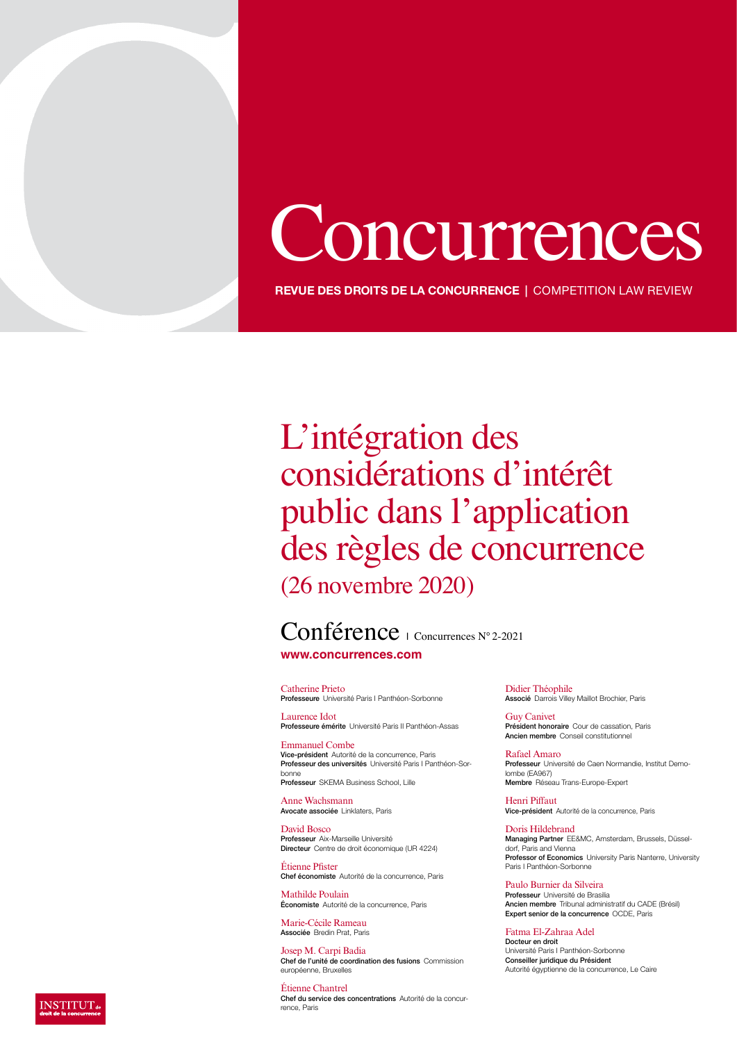# Concurrences

**REVUE DES DROITS DE LA CONCURRENCE** | COMPETITION LAW REVIEW

# L'intégration des considérations d'intérêt public dans l'application des règles de concurrence

## (26 novembre 2020)

## Conférence | Concurrences N° 2-2021

**www.concurrences.com**

Catherine Prieto
**Professeure** Université Paris I Panthéon-Sorbonne

Laurence Idot
**Professeure émérite** Université Paris II Panthéon-Assas

Emmanuel Combe
**Vice-président** Autorité de la concurrence, Paris
**Professeur des universités** Université Paris I Panthéon-Sorbonne
**Professeur** SKEMA Business School, Lille

Anne Wachsmann
**Avocate associée** Linklaters, Paris

David Bosco
**Professeur** Aix-Marseille Université
**Directeur** Centre de droit économique (UR 4224)

Étienne Pfister
**Chef économiste** Autorité de la concurrence, Paris

Mathilde Poulain
**Économiste** Autorité de la concurrence, Paris

Marie-Cécile Rameau
**Associée** Bredin Prat, Paris

Josep M. Carpi Badia
**Chef de l'unité de coordination des fusions** Commission européenne, Bruxelles

Étienne Chantrel
**Chef du service des concentrations** Autorité de la concurrence, Paris

Didier Théophile
**Associé** Darrois Villey Maillot Brochier, Paris

Guy Canivet
**Président honoraire** Cour de cassation, Paris
**Ancien membre** Conseil constitutionnel

Rafael Amaro
**Professeur** Université de Caen Normandie, Institut Demolombe (EA967)
**Membre** Réseau Trans-Europe-Expert

Henri Piffaut
**Vice-président** Autorité de la concurrence, Paris

Doris Hildebrand
**Managing Partner** EE&MC, Amsterdam, Brussels, Düsseldorf, Paris and Vienna
**Professor of Economics** University Paris Nanterre, University Paris I Panthéon-Sorbonne

Paulo Burnier da Silveira
**Professeur** Université de Brasilia
**Ancien membre** Tribunal administratif du CADE (Brésil)
**Expert senior de la concurrence** OCDE, Paris

Fatma El-Zahraa Adel
**Docteur en droit**
Université Paris I Panthéon-Sorbonne
**Conseiller juridique du Président**
Autorité égyptienne de la concurrence, Le Caire

INSTITUT de droit de la concurrence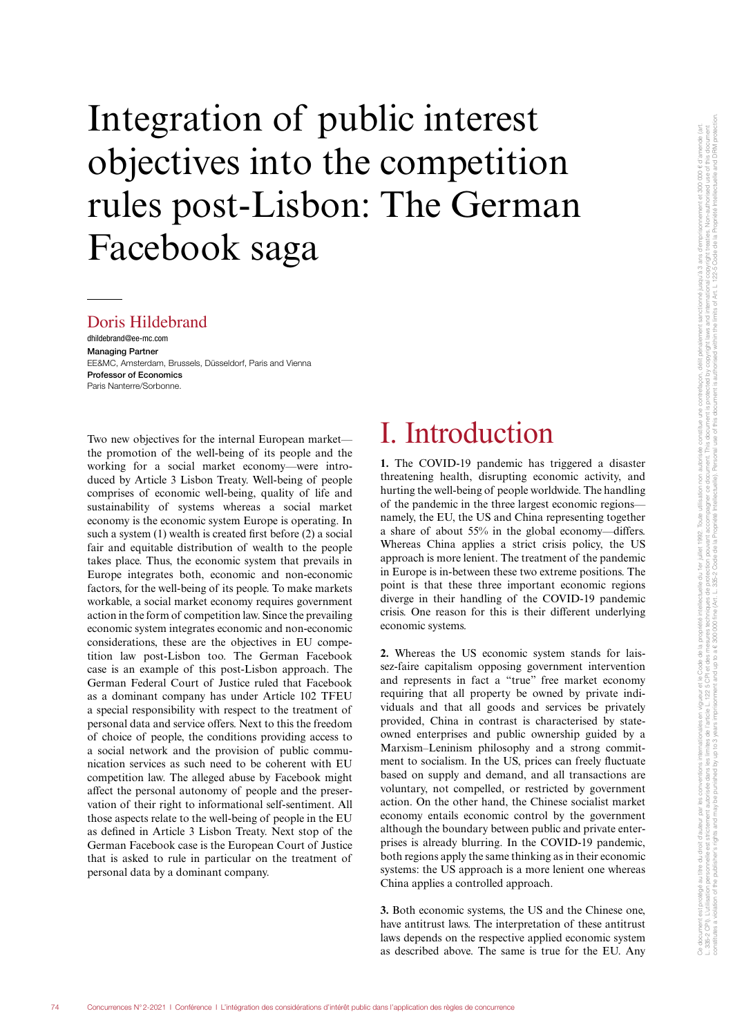# Integration of public interest objectives into the competition rules post-Lisbon: The German Facebook saga

## Doris Hildebrand

dhildebrand@ee-mc.com
**Managing Partner**
EE&MC, Amsterdam, Brussels, Düsseldorf, Paris and Vienna
**Professor of Economics**
Paris Nanterre/Sorbonne.

Two new objectives for the internal European market—the promotion of the well-being of its people and the working for a social market economy—were introduced by Article 3 Lisbon Treaty. Well-being of people comprises of economic well-being, quality of life and sustainability of systems whereas a social market economy is the economic system Europe is operating. In such a system (1) wealth is created first before (2) a social fair and equitable distribution of wealth to the people takes place. Thus, the economic system that prevails in Europe integrates both, economic and non-economic factors, for the well-being of its people. To make markets workable, a social market economy requires government action in the form of competition law. Since the prevailing economic system integrates economic and non-economic considerations, these are the objectives in EU competition law post-Lisbon too. The German Facebook case is an example of this post-Lisbon approach. The German Federal Court of Justice ruled that Facebook as a dominant company has under Article 102 TFEU a special responsibility with respect to the treatment of personal data and service offers. Next to this the freedom of choice of people, the conditions providing access to a social network and the provision of public communication services as such need to be coherent with EU competition law. The alleged abuse by Facebook might affect the personal autonomy of people and the preservation of their right to informational self-sentiment. All those aspects relate to the well-being of people in the EU as defined in Article 3 Lisbon Treaty. Next stop of the German Facebook case is the European Court of Justice that is asked to rule in particular on the treatment of personal data by a dominant company.

# I. Introduction

**1.** The COVID-19 pandemic has triggered a disaster threatening health, disrupting economic activity, and hurting the well-being of people worldwide. The handling of the pandemic in the three largest economic regions—namely, the EU, the US and China representing together a share of about 55% in the global economy—differs. Whereas China applies a strict crisis policy, the US approach is more lenient. The treatment of the pandemic in Europe is in-between these two extreme positions. The point is that these three important economic regions diverge in their handling of the COVID-19 pandemic crisis. One reason for this is their different underlying economic systems.

**2.** Whereas the US economic system stands for laissez-faire capitalism opposing government intervention and represents in fact a "true" free market economy requiring that all property be owned by private individuals and that all goods and services be privately provided, China in contrast is characterised by state-owned enterprises and public ownership guided by a Marxism–Leninism philosophy and a strong commitment to socialism. In the US, prices can freely fluctuate based on supply and demand, and all transactions are voluntary, not compelled, or restricted by government action. On the other hand, the Chinese socialist market economy entails economic control by the government although the boundary between public and private enterprises is already blurring. In the COVID-19 pandemic, both regions apply the same thinking as in their economic systems: the US approach is a more lenient one whereas China applies a controlled approach.

**3.** Both economic systems, the US and the Chinese one, have antitrust laws. The interpretation of these antitrust laws depends on the respective applied economic system as described above. The same is true for the EU. Any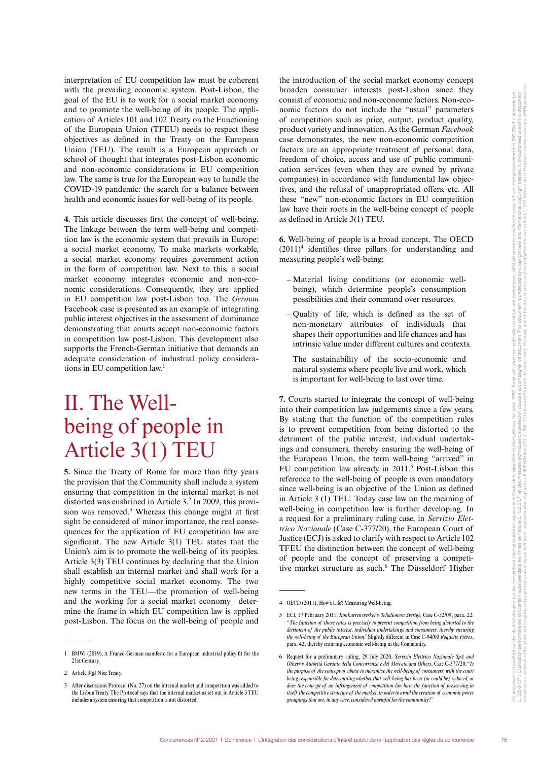interpretation of EU competition law must be coherent with the prevailing economic system. Post-Lisbon, the goal of the EU is to work for a social market economy and to promote the well-being of its people. The application of Articles 101 and 102 Treaty on the Functioning of the European Union (TFEU) needs to respect these objectives as defined in the Treaty on the European Union (TEU). The result is a European approach or school of thought that integrates post-Lisbon economic and non-economic considerations in EU competition law. The same is true for the European way to handle the COVID-19 pandemic: the search for a balance between health and economic issues for well-being of its people.

**4.** This article discusses first the concept of well-being. The linkage between the term well-being and competition law is the economic system that prevails in Europe: a social market economy. To make markets workable, a social market economy requires government action in the form of competition law. Next to this, a social market economy integrates economic and non-economic considerations. Consequently, they are applied in EU competition law post-Lisbon too. The *German* Facebook case is presented as an example of integrating public interest objectives in the assessment of dominance demonstrating that courts accept non-economic factors in competition law post-Lisbon. This development also supports the French-German initiative that demands an adequate consideration of industrial policy considerations in EU competition law.[1]

## II. The Well-being of people in Article 3(1) TEU

**5.** Since the Treaty of Rome for more than fifty years the provision that the Community shall include a system ensuring that competition in the internal market is not distorted was enshrined in Article 3.[2] In 2009, this provision was removed.[3] Whereas this change might at first sight be considered of minor importance, the real consequences for the application of EU competition law are significant. The new Article 3(1) TEU states that the Union's aim is to promote the well-being of its peoples. Article 3(3) TEU continues by declaring that the Union shall establish an internal market and shall work for a highly competitive social market economy. The two new terms in the TEU—the promotion of well-being and the working for a social market economy—determine the frame in which EU competition law is applied post-Lisbon. The focus on the well-being of people and the introduction of the social market economy concept broaden consumer interests post-Lisbon since they consist of economic and non-economic factors. Non-economic factors do not include the "usual" parameters of competition such as price, output, product quality, product variety and innovation. As the German *Facebook* case demonstrates, the new non-economic competition factors are an appropriate treatment of personal data, freedom of choice, access and use of public communication services (even when they are owned by private companies) in accordance with fundamental law objectives, and the refusal of unappropriated offers, etc. All these "new" non-economic factors in EU competition law have their roots in the well-being concept of people as defined in Article 3(1) TEU.

**6.** Well-being of people is a broad concept. The OECD (2011)[4] identifies three pillars for understanding and measuring people's well-being:

– Material living conditions (or economic well-being), which determine people's consumption possibilities and their command over resources.

– Quality of life, which is defined as the set of non-monetary attributes of individuals that shapes their opportunities and life chances and has intrinsic value under different cultures and contexts.

– The sustainability of the socio-economic and natural systems where people live and work, which is important for well-being to last over time.

**7.** Courts started to integrate the concept of well-being into their competition law judgements since a few years. By stating that the function of the competition rules is to prevent competition from being distorted to the detriment of the public interest, individual undertakings and consumers, thereby ensuring the well-being of the European Union, the term well-being "arrived" in EU competition law already in 2011.[5] Post-Lisbon this reference to the well-being of people is even mandatory since well-being is an objective of the Union as defined in Article 3 (1) TEU. Today case law on the meaning of well-being in competition law is further developing. In a request for a preliminary ruling case, in *Servizio Elettrico Nazionale* (Case C-377/20), the European Court of Justice (ECJ) is asked to clarify with respect to Article 102 TFEU the distinction between the concept of well-being of people and the concept of preserving a competitive market structure as such.[6] The Düsseldorf Higher

---

1 BMWi (2019), A Franco-German manifesto for a European industrial policy fit for the 21st Century.

2 Article 3(g) Nice Treaty.

3 After discussions Protocol (No. 27) on the internal market and competition was added to the Lisbon Treaty. The Protocol says that the internal market as set out in Article 3 TEU includes a system ensuring that competition is not distorted.

4 OECD (2011), How's Life? Measuring Well-being.

5 ECJ, 17 February 2011, *Konkurrensverket v. TeliaSonera Sverige*, Case C-52/09, para. 22: "*The function of those rules is precisely to prevent competition from being distorted to the detriment of the public interest, individual undertakings and consumers, thereby ensuring the well-being of the European Union.*" Slightly different in Case C-94/00 *Roquette Frères*, para. 42, thereby ensuring economic well-being in the Community.

6 Request for a preliminary ruling, 29 July 2020, *Servizio Elettrico Nazionale SpA and Others v. Autorità Garante della Concorrenza e del Mercato and Others*, Case C-377/20: "*Is the purpose of the concept of abuse to maximise the well-being of consumers, with the court being responsible for determining whether that well-being has been (or could be) reduced, or does the concept of an infringement of competition law have the function of preserving in itself the competitive structure of the market, in order to avoid the creation of economic power groupings that are, in any case, considered harmful for the community?*"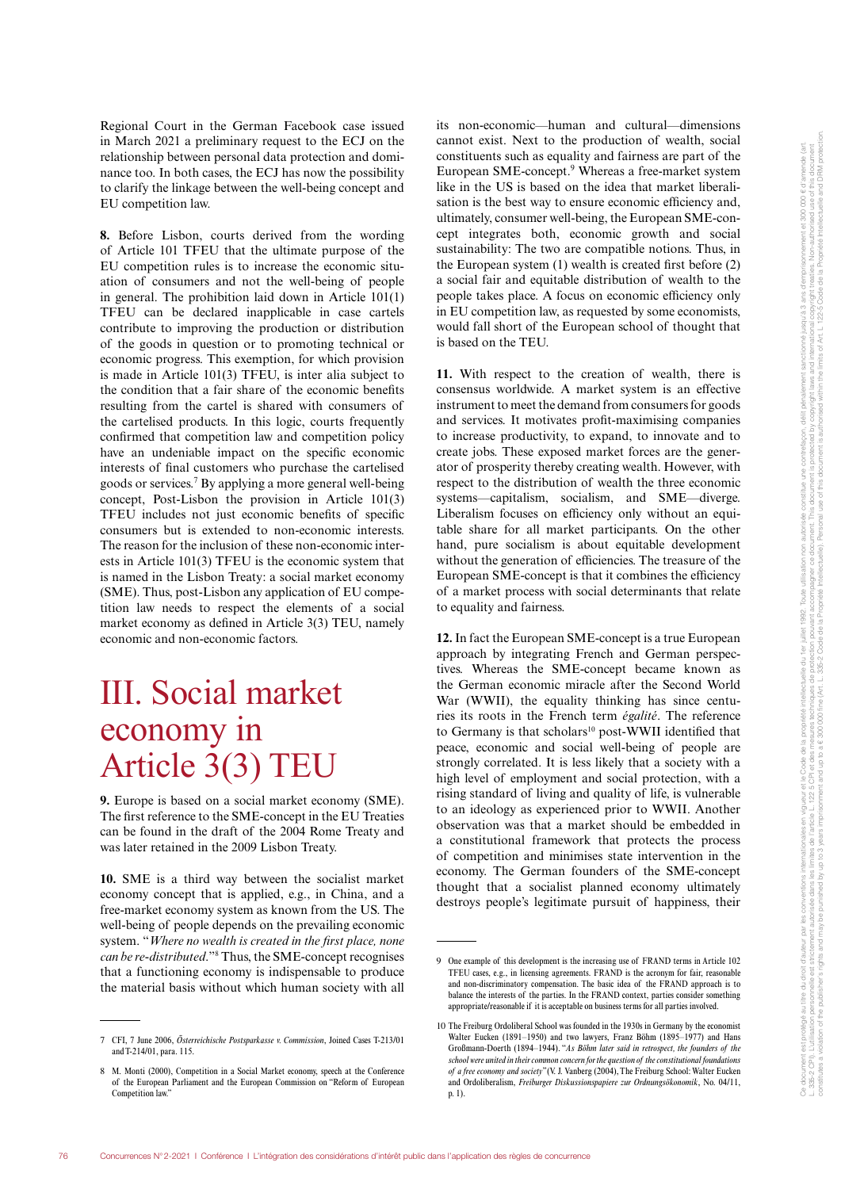Regional Court in the German Facebook case issued in March 2021 a preliminary request to the ECJ on the relationship between personal data protection and dominance too. In both cases, the ECJ has now the possibility to clarify the linkage between the well-being concept and EU competition law.

**8.** Before Lisbon, courts derived from the wording of Article 101 TFEU that the ultimate purpose of the EU competition rules is to increase the economic situation of consumers and not the well-being of people in general. The prohibition laid down in Article 101(1) TFEU can be declared inapplicable in case cartels contribute to improving the production or distribution of the goods in question or to promoting technical or economic progress. This exemption, for which provision is made in Article 101(3) TFEU, is inter alia subject to the condition that a fair share of the economic benefits resulting from the cartel is shared with consumers of the cartelised products. In this logic, courts frequently confirmed that competition law and competition policy have an undeniable impact on the specific economic interests of final customers who purchase the cartelised goods or services.[7] By applying a more general well-being concept, Post-Lisbon the provision in Article 101(3) TFEU includes not just economic benefits of specific consumers but is extended to non-economic interests. The reason for the inclusion of these non-economic interests in Article 101(3) TFEU is the economic system that is named in the Lisbon Treaty: a social market economy (SME). Thus, post-Lisbon any application of EU competition law needs to respect the elements of a social market economy as defined in Article 3(3) TEU, namely economic and non-economic factors.

# III. Social market economy in Article 3(3) TEU

**9.** Europe is based on a social market economy (SME). The first reference to the SME-concept in the EU Treaties can be found in the draft of the 2004 Rome Treaty and was later retained in the 2009 Lisbon Treaty.

**10.** SME is a third way between the socialist market economy concept that is applied, e.g., in China, and a free-market economy system as known from the US. The well-being of people depends on the prevailing economic system. "*Where no wealth is created in the first place, none can be re-distributed.*"[8] Thus, the SME-concept recognises that a functioning economy is indispensable to produce the material basis without which human society with all its non-economic—human and cultural—dimensions cannot exist. Next to the production of wealth, social constituents such as equality and fairness are part of the European SME-concept.[9] Whereas a free-market system like in the US is based on the idea that market liberalisation is the best way to ensure economic efficiency and, ultimately, consumer well-being, the European SME-concept integrates both, economic growth and social sustainability: The two are compatible notions. Thus, in the European system (1) wealth is created first before (2) a social fair and equitable distribution of wealth to the people takes place. A focus on economic efficiency only in EU competition law, as requested by some economists, would fall short of the European school of thought that is based on the TEU.

**11.** With respect to the creation of wealth, there is consensus worldwide. A market system is an effective instrument to meet the demand from consumers for goods and services. It motivates profit-maximising companies to increase productivity, to expand, to innovate and to create jobs. These exposed market forces are the generator of prosperity thereby creating wealth. However, with respect to the distribution of wealth the three economic systems—capitalism, socialism, and SME—diverge. Liberalism focuses on efficiency only without an equitable share for all market participants. On the other hand, pure socialism is about equitable development without the generation of efficiencies. The treasure of the European SME-concept is that it combines the efficiency of a market process with social determinants that relate to equality and fairness.

**12.** In fact the European SME-concept is a true European approach by integrating French and German perspectives. Whereas the SME-concept became known as the German economic miracle after the Second World War (WWII), the equality thinking has since centuries its roots in the French term *égalité*. The reference to Germany is that scholars[10] post-WWII identified that peace, economic and social well-being of people are strongly correlated. It is less likely that a society with a high level of employment and social protection, with a rising standard of living and quality of life, is vulnerable to an ideology as experienced prior to WWII. Another observation was that a market should be embedded in a constitutional framework that protects the process of competition and minimises state intervention in the economy. The German founders of the SME-concept thought that a socialist planned economy ultimately destroys people's legitimate pursuit of happiness, their

---

7 CFI, 7 June 2006, *Österreichische Postsparkasse v. Commission*, Joined Cases T-213/01 and T-214/01, para. 115.

8 M. Monti (2000), Competition in a Social Market economy, speech at the Conference of the European Parliament and the European Commission on "Reform of European Competition law."

9 One example of this development is the increasing use of FRAND terms in Article 102 TFEU cases, e.g., in licensing agreements. FRAND is the acronym for fair, reasonable and non-discriminatory compensation. The basic idea of the FRAND approach is to balance the interests of the parties. In the FRAND context, parties consider something appropriate/reasonable if it is acceptable on business terms for all parties involved.

10 The Freiburg Ordoliberal School was founded in the 1930s in Germany by the economist Walter Eucken (1891–1950) and two lawyers, Franz Böhm (1895–1977) and Hans Großmann-Doerth (1894–1944). "*As Böhm later said in retrospect, the founders of the school were united in their common concern for the question of the constitutional foundations of a free economy and society*" (V. J. Vanberg (2004), The Freiburg School: Walter Eucken and Ordoliberalism, *Freiburger Diskussionspapiere zur Ordnungsökonomik*, No. 04/11, p. 1).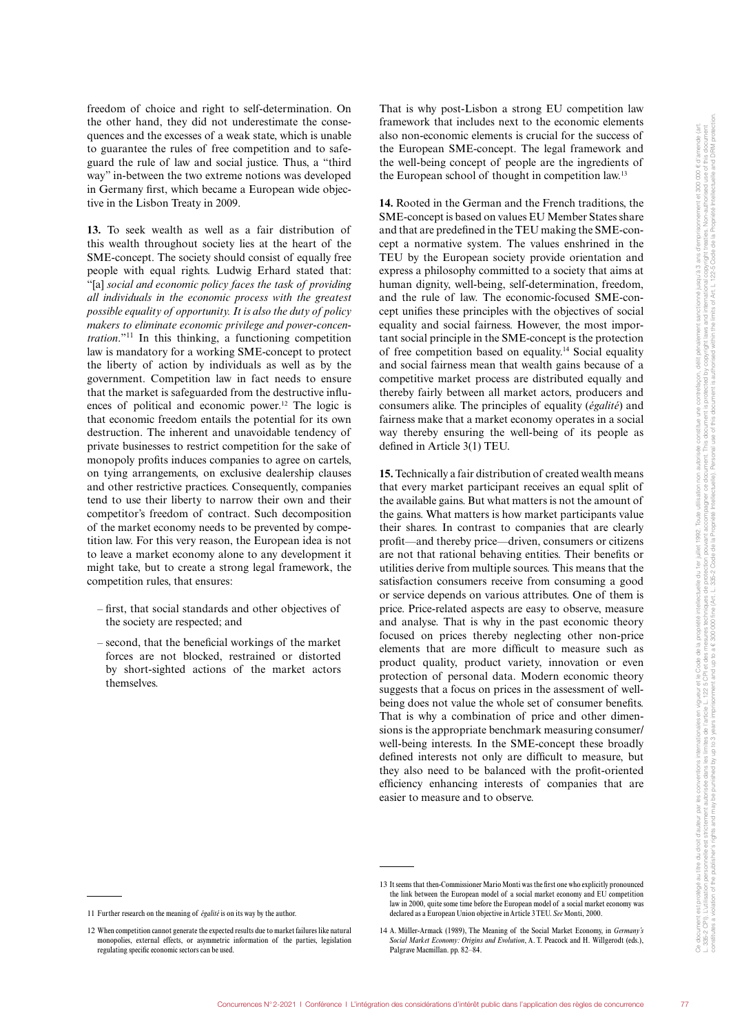freedom of choice and right to self-determination. On the other hand, they did not underestimate the consequences and the excesses of a weak state, which is unable to guarantee the rules of free competition and to safeguard the rule of law and social justice. Thus, a "third way" in-between the two extreme notions was developed in Germany first, which became a European wide objective in the Lisbon Treaty in 2009.

**13.** To seek wealth as well as a fair distribution of this wealth throughout society lies at the heart of the SME-concept. The society should consist of equally free people with equal rights. Ludwig Erhard stated that: "[a] *social and economic policy faces the task of providing all individuals in the economic process with the greatest possible equality of opportunity. It is also the duty of policy makers to eliminate economic privilege and power-concentration*."[11] In this thinking, a functioning competition law is mandatory for a working SME-concept to protect the liberty of action by individuals as well as by the government. Competition law in fact needs to ensure that the market is safeguarded from the destructive influences of political and economic power.[12] The logic is that economic freedom entails the potential for its own destruction. The inherent and unavoidable tendency of private businesses to restrict competition for the sake of monopoly profits induces companies to agree on cartels, on tying arrangements, on exclusive dealership clauses and other restrictive practices. Consequently, companies tend to use their liberty to narrow their own and their competitor's freedom of contract. Such decomposition of the market economy needs to be prevented by competition law. For this very reason, the European idea is not to leave a market economy alone to any development it might take, but to create a strong legal framework, the competition rules, that ensures:

– first, that social standards and other objectives of the society are respected; and

– second, that the beneficial workings of the market forces are not blocked, restrained or distorted by short-sighted actions of the market actors themselves.

That is why post-Lisbon a strong EU competition law framework that includes next to the economic elements also non-economic elements is crucial for the success of the European SME-concept. The legal framework and the well-being concept of people are the ingredients of the European school of thought in competition law.[13]

**14.** Rooted in the German and the French traditions, the SME-concept is based on values EU Member States share and that are predefined in the TEU making the SME-concept a normative system. The values enshrined in the TEU by the European society provide orientation and express a philosophy committed to a society that aims at human dignity, well-being, self-determination, freedom, and the rule of law. The economic-focused SME-concept unifies these principles with the objectives of social equality and social fairness. However, the most important social principle in the SME-concept is the protection of free competition based on equality.[14] Social equality and social fairness mean that wealth gains because of a competitive market process are distributed equally and thereby fairly between all market actors, producers and consumers alike. The principles of equality (*égalité*) and fairness make that a market economy operates in a social way thereby ensuring the well-being of its people as defined in Article 3(1) TEU.

**15.** Technically a fair distribution of created wealth means that every market participant receives an equal split of the available gains. But what matters is not the amount of the gains. What matters is how market participants value their shares. In contrast to companies that are clearly profit—and thereby price—driven, consumers or citizens are not that rational behaving entities. Their benefits or utilities derive from multiple sources. This means that the satisfaction consumers receive from consuming a good or service depends on various attributes. One of them is price. Price-related aspects are easy to observe, measure and analyse. That is why in the past economic theory focused on prices thereby neglecting other non-price elements that are more difficult to measure such as product quality, product variety, innovation or even protection of personal data. Modern economic theory suggests that a focus on prices in the assessment of well-being does not value the whole set of consumer benefits. That is why a combination of price and other dimensions is the appropriate benchmark measuring consumer/well-being interests. In the SME-concept these broadly defined interests not only are difficult to measure, but they also need to be balanced with the profit-oriented efficiency enhancing interests of companies that are easier to measure and to observe.

---

11 Further research on the meaning of *égalité* is on its way by the author.

12 When competition cannot generate the expected results due to market failures like natural monopolies, external effects, or asymmetric information of the parties, legislation regulating specific economic sectors can be used.

13 It seems that then-Commissioner Mario Monti was the first one who explicitly pronounced the link between the European model of a social market economy and EU competition law in 2000, quite some time before the European model of a social market economy was declared as a European Union objective in Article 3 TEU. *See* Monti, 2000.

14 A. Müller-Armack (1989), The Meaning of the Social Market Economy, in *Germany's Social Market Economy: Origins and Evolution*, A. T. Peacock and H. Willgerodt (eds.), Palgrave Macmillan. pp. 82–84.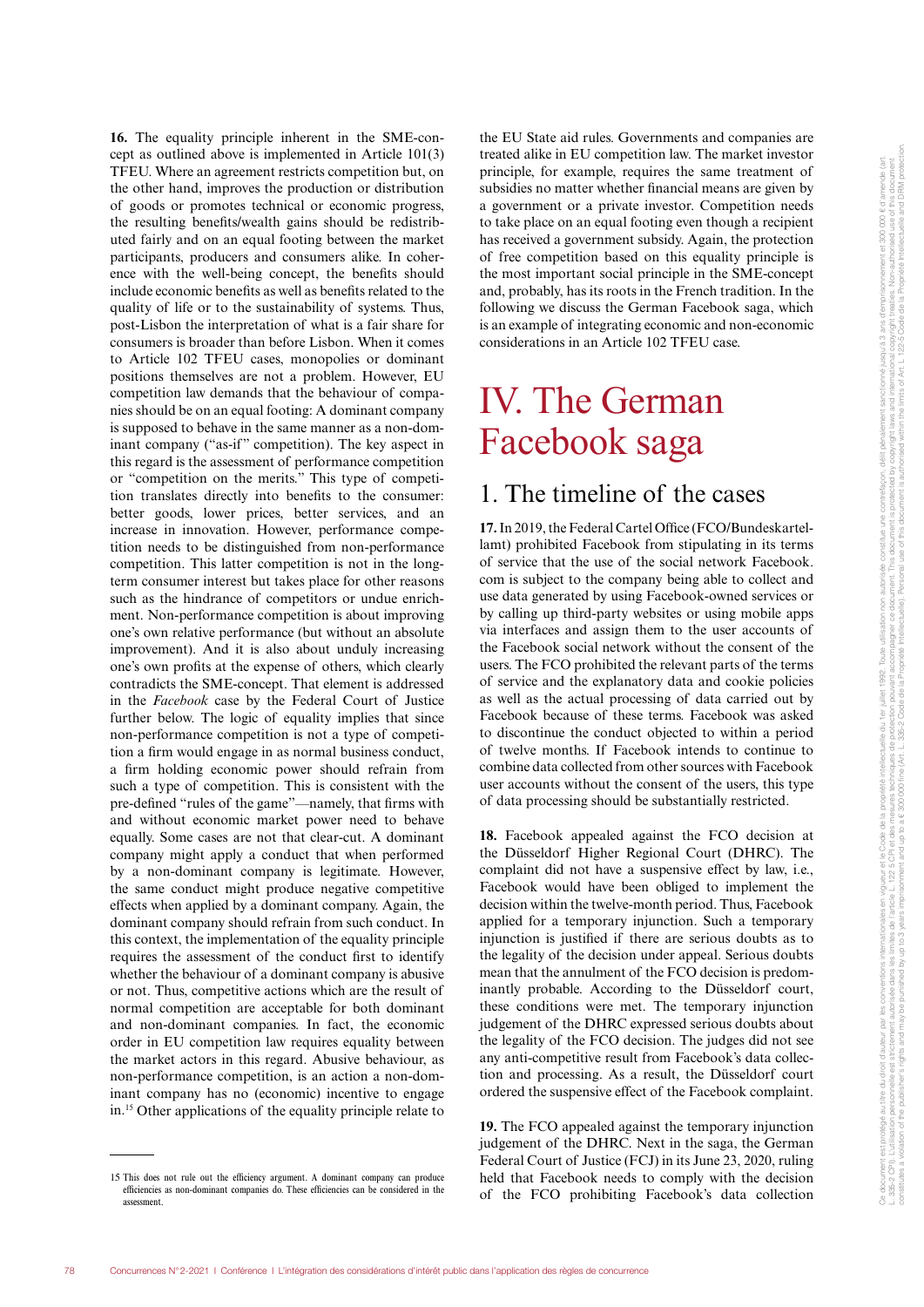**16.** The equality principle inherent in the SME-concept as outlined above is implemented in Article 101(3) TFEU. Where an agreement restricts competition but, on the other hand, improves the production or distribution of goods or promotes technical or economic progress, the resulting benefits/wealth gains should be redistributed fairly and on an equal footing between the market participants, producers and consumers alike. In coherence with the well-being concept, the benefits should include economic benefits as well as benefits related to the quality of life or to the sustainability of systems. Thus, post-Lisbon the interpretation of what is a fair share for consumers is broader than before Lisbon. When it comes to Article 102 TFEU cases, monopolies or dominant positions themselves are not a problem. However, EU competition law demands that the behaviour of companies should be on an equal footing: A dominant company is supposed to behave in the same manner as a non-dominant company ("as-if" competition). The key aspect in this regard is the assessment of performance competition or "competition on the merits." This type of competition translates directly into benefits to the consumer: better goods, lower prices, better services, and an increase in innovation. However, performance competition needs to be distinguished from non-performance competition. This latter competition is not in the long-term consumer interest but takes place for other reasons such as the hindrance of competitors or undue enrichment. Non-performance competition is about improving one's own relative performance (but without an absolute improvement). And it is also about unduly increasing one's own profits at the expense of others, which clearly contradicts the SME-concept. That element is addressed in the *Facebook* case by the Federal Court of Justice further below. The logic of equality implies that since non-performance competition is not a type of competition a firm would engage in as normal business conduct, a firm holding economic power should refrain from such a type of competition. This is consistent with the pre-defined "rules of the game"—namely, that firms with and without economic market power need to behave equally. Some cases are not that clear-cut. A dominant company might apply a conduct that when performed by a non-dominant company is legitimate. However, the same conduct might produce negative competitive effects when applied by a dominant company. Again, the dominant company should refrain from such conduct. In this context, the implementation of the equality principle requires the assessment of the conduct first to identify whether the behaviour of a dominant company is abusive or not. Thus, competitive actions which are the result of normal competition are acceptable for both dominant and non-dominant companies. In fact, the economic order in EU competition law requires equality between the market actors in this regard. Abusive behaviour, as non-performance competition, is an action a non-dominant company has no (economic) incentive to engage in.[15] Other applications of the equality principle relate to the EU State aid rules. Governments and companies are treated alike in EU competition law. The market investor principle, for example, requires the same treatment of subsidies no matter whether financial means are given by a government or a private investor. Competition needs to take place on an equal footing even though a recipient has received a government subsidy. Again, the protection of free competition based on this equality principle is the most important social principle in the SME-concept and, probably, has its roots in the French tradition. In the following we discuss the German Facebook saga, which is an example of integrating economic and non-economic considerations in an Article 102 TFEU case.

# IV. The German Facebook saga

## 1. The timeline of the cases

**17.** In 2019, the Federal Cartel Office (FCO/Bundeskartellamt) prohibited Facebook from stipulating in its terms of service that the use of the social network Facebook.com is subject to the company being able to collect and use data generated by using Facebook-owned services or by calling up third-party websites or using mobile apps via interfaces and assign them to the user accounts of the Facebook social network without the consent of the users. The FCO prohibited the relevant parts of the terms of service and the explanatory data and cookie policies as well as the actual processing of data carried out by Facebook because of these terms. Facebook was asked to discontinue the conduct objected to within a period of twelve months. If Facebook intends to continue to combine data collected from other sources with Facebook user accounts without the consent of the users, this type of data processing should be substantially restricted.

**18.** Facebook appealed against the FCO decision at the Düsseldorf Higher Regional Court (DHRC). The complaint did not have a suspensive effect by law, i.e., Facebook would have been obliged to implement the decision within the twelve-month period. Thus, Facebook applied for a temporary injunction. Such a temporary injunction is justified if there are serious doubts as to the legality of the decision under appeal. Serious doubts mean that the annulment of the FCO decision is predominantly probable. According to the Düsseldorf court, these conditions were met. The temporary injunction judgement of the DHRC expressed serious doubts about the legality of the FCO decision. The judges did not see any anti-competitive result from Facebook's data collection and processing. As a result, the Düsseldorf court ordered the suspensive effect of the Facebook complaint.

**19.** The FCO appealed against the temporary injunction judgement of the DHRC. Next in the saga, the German Federal Court of Justice (FCJ) in its June 23, 2020, ruling held that Facebook needs to comply with the decision of the FCO prohibiting Facebook's data collection

---

15 This does not rule out the efficiency argument. A dominant company can produce efficiencies as non-dominant companies do. These efficiencies can be considered in the assessment.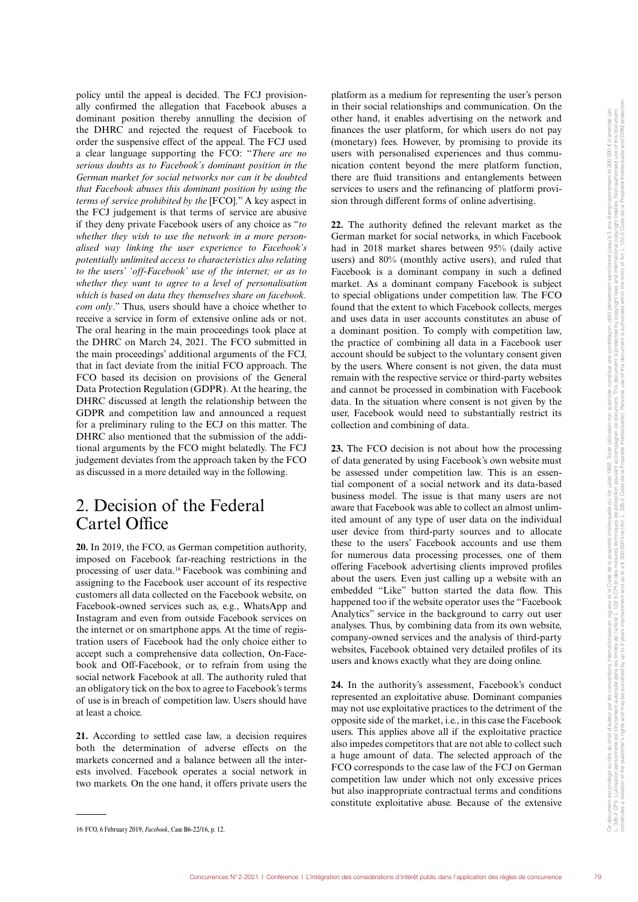policy until the appeal is decided. The FCJ provisionally confirmed the allegation that Facebook abuses a dominant position thereby annulling the decision of the DHRC and rejected the request of Facebook to order the suspensive effect of the appeal. The FCJ used a clear language supporting the FCO: "*There are no serious doubts as to Facebook's dominant position in the German market for social networks nor can it be doubted that Facebook abuses this dominant position by using the terms of service prohibited by the* [FCO]." A key aspect in the FCJ judgement is that terms of service are abusive if they deny private Facebook users of any choice as "*to whether they wish to use the network in a more personalised way linking the user experience to Facebook's potentially unlimited access to characteristics also relating to the users' 'off-Facebook' use of the internet; or as to whether they want to agree to a level of personalisation which is based on data they themselves share on facebook.com only*." Thus, users should have a choice whether to receive a service in form of extensive online ads or not. The oral hearing in the main proceedings took place at the DHRC on March 24, 2021. The FCO submitted in the main proceedings' additional arguments of the FCJ, that in fact deviate from the initial FCO approach. The FCO based its decision on provisions of the General Data Protection Regulation (GDPR). At the hearing, the DHRC discussed at length the relationship between the GDPR and competition law and announced a request for a preliminary ruling to the ECJ on this matter. The DHRC also mentioned that the submission of the additional arguments by the FCO might belatedly. The FCJ judgement deviates from the approach taken by the FCO as discussed in a more detailed way in the following.

# 2. Decision of the Federal Cartel Office

**20.** In 2019, the FCO, as German competition authority, imposed on Facebook far-reaching restrictions in the processing of user data.[16] Facebook was combining and assigning to the Facebook user account of its respective customers all data collected on the Facebook website, on Facebook-owned services such as, e.g., WhatsApp and Instagram and even from outside Facebook services on the internet or on smartphone apps. At the time of registration users of Facebook had the only choice either to accept such a comprehensive data collection, On-Facebook and Off-Facebook, or to refrain from using the social network Facebook at all. The authority ruled that an obligatory tick on the box to agree to Facebook's terms of use is in breach of competition law. Users should have at least a choice.

**21.** According to settled case law, a decision requires both the determination of adverse effects on the markets concerned and a balance between all the interests involved. Facebook operates a social network in two markets. On the one hand, it offers private users the platform as a medium for representing the user's person in their social relationships and communication. On the other hand, it enables advertising on the network and finances the user platform, for which users do not pay (monetary) fees. However, by promising to provide its users with personalised experiences and thus communication content beyond the mere platform function, there are fluid transitions and entanglements between services to users and the refinancing of platform provision through different forms of online advertising.

**22.** The authority defined the relevant market as the German market for social networks, in which Facebook had in 2018 market shares between 95% (daily active users) and 80% (monthly active users), and ruled that Facebook is a dominant company in such a defined market. As a dominant company Facebook is subject to special obligations under competition law. The FCO found that the extent to which Facebook collects, merges and uses data in user accounts constitutes an abuse of a dominant position. To comply with competition law, the practice of combining all data in a Facebook user account should be subject to the voluntary consent given by the users. Where consent is not given, the data must remain with the respective service or third-party websites and cannot be processed in combination with Facebook data. In the situation where consent is not given by the user, Facebook would need to substantially restrict its collection and combining of data.

**23.** The FCO decision is not about how the processing of data generated by using Facebook's own website must be assessed under competition law. This is an essential component of a social network and its data-based business model. The issue is that many users are not aware that Facebook was able to collect an almost unlimited amount of any type of user data on the individual user device from third-party sources and to allocate these to the users' Facebook accounts and use them for numerous data processing processes, one of them offering Facebook advertising clients improved profiles about the users. Even just calling up a website with an embedded "Like" button started the data flow. This happened too if the website operator uses the "Facebook Analytics" service in the background to carry out user analyses. Thus, by combining data from its own website, company-owned services and the analysis of third-party websites, Facebook obtained very detailed profiles of its users and knows exactly what they are doing online.

**24.** In the authority's assessment, Facebook's conduct represented an exploitative abuse. Dominant companies may not use exploitative practices to the detriment of the opposite side of the market, i.e., in this case the Facebook users. This applies above all if the exploitative practice also impedes competitors that are not able to collect such a huge amount of data. The selected approach of the FCO corresponds to the case law of the FCJ on German competition law under which not only excessive prices but also inappropriate contractual terms and conditions constitute exploitative abuse. Because of the extensive

16 FCO, 6 February 2019, *Facebook*, Case B6-22/16, p. 12.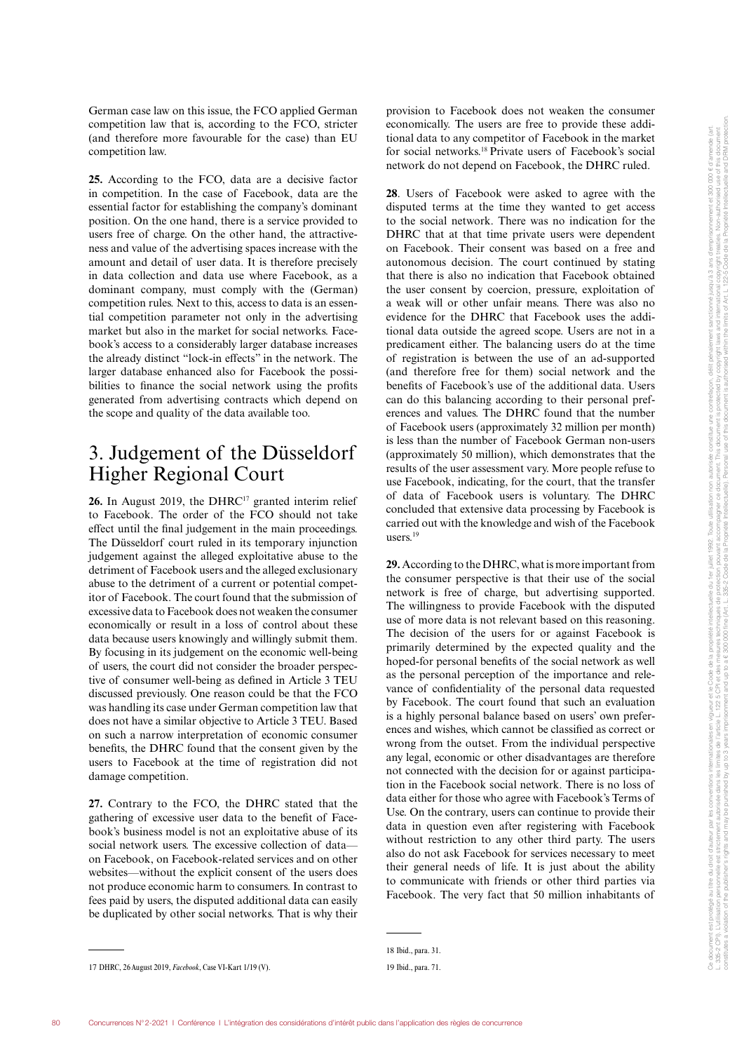German case law on this issue, the FCO applied German competition law that is, according to the FCO, stricter (and therefore more favourable for the case) than EU competition law.

**25.** According to the FCO, data are a decisive factor in competition. In the case of Facebook, data are the essential factor for establishing the company's dominant position. On the one hand, there is a service provided to users free of charge. On the other hand, the attractiveness and value of the advertising spaces increase with the amount and detail of user data. It is therefore precisely in data collection and data use where Facebook, as a dominant company, must comply with the (German) competition rules. Next to this, access to data is an essential competition parameter not only in the advertising market but also in the market for social networks. Facebook's access to a considerably larger database increases the already distinct "lock-in effects" in the network. The larger database enhanced also for Facebook the possibilities to finance the social network using the profits generated from advertising contracts which depend on the scope and quality of the data available too.

# 3. Judgement of the Düsseldorf Higher Regional Court

**26.** In August 2019, the DHRC[17] granted interim relief to Facebook. The order of the FCO should not take effect until the final judgement in the main proceedings. The Düsseldorf court ruled in its temporary injunction judgement against the alleged exploitative abuse to the detriment of Facebook users and the alleged exclusionary abuse to the detriment of a current or potential competitor of Facebook. The court found that the submission of excessive data to Facebook does not weaken the consumer economically or result in a loss of control about these data because users knowingly and willingly submit them. By focusing in its judgement on the economic well-being of users, the court did not consider the broader perspective of consumer well-being as defined in Article 3 TEU discussed previously. One reason could be that the FCO was handling its case under German competition law that does not have a similar objective to Article 3 TEU. Based on such a narrow interpretation of economic consumer benefits, the DHRC found that the consent given by the users to Facebook at the time of registration did not damage competition.

**27.** Contrary to the FCO, the DHRC stated that the gathering of excessive user data to the benefit of Facebook's business model is not an exploitative abuse of its social network users. The excessive collection of data—on Facebook, on Facebook-related services and on other websites—without the explicit consent of the users does not produce economic harm to consumers. In contrast to fees paid by users, the disputed additional data can easily be duplicated by other social networks. That is why their provision to Facebook does not weaken the consumer economically. The users are free to provide these additional data to any competitor of Facebook in the market for social networks.[18] Private users of Facebook's social network do not depend on Facebook, the DHRC ruled.

**28**. Users of Facebook were asked to agree with the disputed terms at the time they wanted to get access to the social network. There was no indication for the DHRC that at that time private users were dependent on Facebook. Their consent was based on a free and autonomous decision. The court continued by stating that there is also no indication that Facebook obtained the user consent by coercion, pressure, exploitation of a weak will or other unfair means. There was also no evidence for the DHRC that Facebook uses the additional data outside the agreed scope. Users are not in a predicament either. The balancing users do at the time of registration is between the use of an ad-supported (and therefore free for them) social network and the benefits of Facebook's use of the additional data. Users can do this balancing according to their personal preferences and values. The DHRC found that the number of Facebook users (approximately 32 million per month) is less than the number of Facebook German non-users (approximately 50 million), which demonstrates that the results of the user assessment vary. More people refuse to use Facebook, indicating, for the court, that the transfer of data of Facebook users is voluntary. The DHRC concluded that extensive data processing by Facebook is carried out with the knowledge and wish of the Facebook users.[19]

**29.** According to the DHRC, what is more important from the consumer perspective is that their use of the social network is free of charge, but advertising supported. The willingness to provide Facebook with the disputed use of more data is not relevant based on this reasoning. The decision of the users for or against Facebook is primarily determined by the expected quality and the hoped-for personal benefits of the social network as well as the personal perception of the importance and relevance of confidentiality of the personal data requested by Facebook. The court found that such an evaluation is a highly personal balance based on users' own preferences and wishes, which cannot be classified as correct or wrong from the outset. From the individual perspective any legal, economic or other disadvantages are therefore not connected with the decision for or against participation in the Facebook social network. There is no loss of data either for those who agree with Facebook's Terms of Use. On the contrary, users can continue to provide their data in question even after registering with Facebook without restriction to any other third party. The users also do not ask Facebook for services necessary to meet their general needs of life. It is just about the ability to communicate with friends or other third parties via Facebook. The very fact that 50 million inhabitants of

17 DHRC, 26 August 2019, *Facebook*, Case VI-Kart 1/19 (V).

18 Ibid., para. 31.

19 Ibid., para. 71.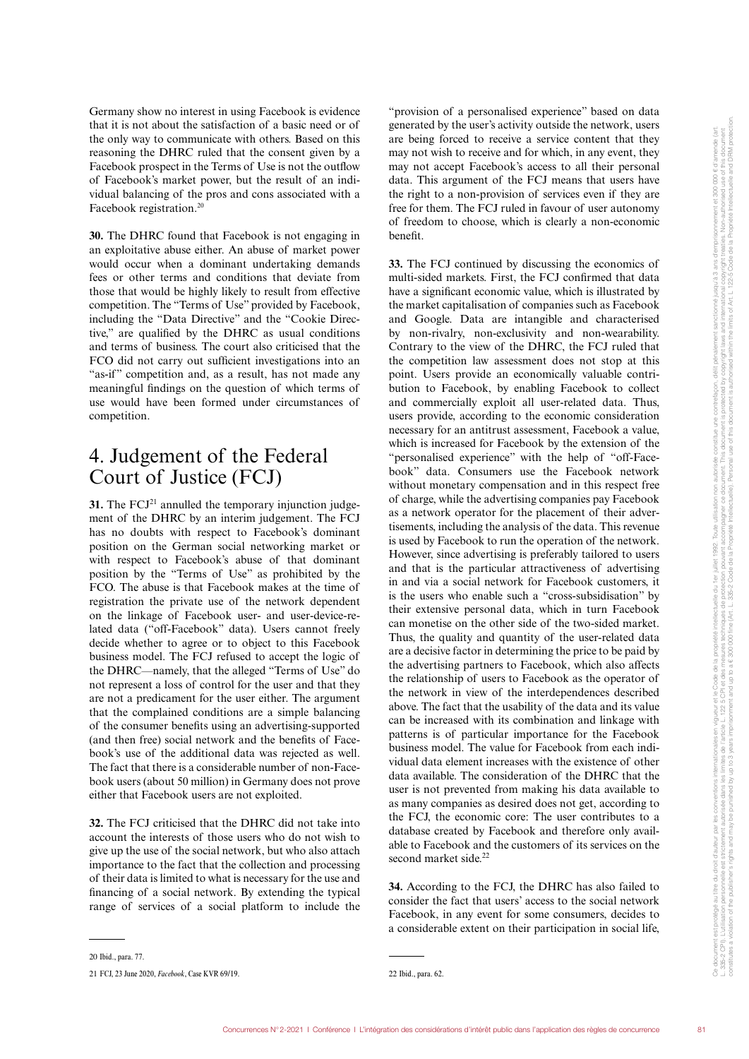Germany show no interest in using Facebook is evidence that it is not about the satisfaction of a basic need or of the only way to communicate with others. Based on this reasoning the DHRC ruled that the consent given by a Facebook prospect in the Terms of Use is not the outflow of Facebook's market power, but the result of an individual balancing of the pros and cons associated with a Facebook registration.[20]

**30.** The DHRC found that Facebook is not engaging in an exploitative abuse either. An abuse of market power would occur when a dominant undertaking demands fees or other terms and conditions that deviate from those that would be highly likely to result from effective competition. The "Terms of Use" provided by Facebook, including the "Data Directive" and the "Cookie Directive," are qualified by the DHRC as usual conditions and terms of business. The court also criticised that the FCO did not carry out sufficient investigations into an "as-if" competition and, as a result, has not made any meaningful findings on the question of which terms of use would have been formed under circumstances of competition.

# 4. Judgement of the Federal Court of Justice (FCJ)

**31.** The FCJ[21] annulled the temporary injunction judgement of the DHRC by an interim judgement. The FCJ has no doubts with respect to Facebook's dominant position on the German social networking market or with respect to Facebook's abuse of that dominant position by the "Terms of Use" as prohibited by the FCO. The abuse is that Facebook makes at the time of registration the private use of the network dependent on the linkage of Facebook user- and user-device-related data ("off-Facebook" data). Users cannot freely decide whether to agree or to object to this Facebook business model. The FCJ refused to accept the logic of the DHRC—namely, that the alleged "Terms of Use" do not represent a loss of control for the user and that they are not a predicament for the user either. The argument that the complained conditions are a simple balancing of the consumer benefits using an advertising-supported (and then free) social network and the benefits of Facebook's use of the additional data was rejected as well. The fact that there is a considerable number of non-Facebook users (about 50 million) in Germany does not prove either that Facebook users are not exploited.

**32.** The FCJ criticised that the DHRC did not take into account the interests of those users who do not wish to give up the use of the social network, but who also attach importance to the fact that the collection and processing of their data is limited to what is necessary for the use and financing of a social network. By extending the typical range of services of a social platform to include the "provision of a personalised experience" based on data generated by the user's activity outside the network, users are being forced to receive a service content that they may not wish to receive and for which, in any event, they may not accept Facebook's access to all their personal data. This argument of the FCJ means that users have the right to a non-provision of services even if they are free for them. The FCJ ruled in favour of user autonomy of freedom to choose, which is clearly a non-economic benefit.

**33.** The FCJ continued by discussing the economics of multi-sided markets. First, the FCJ confirmed that data have a significant economic value, which is illustrated by the market capitalisation of companies such as Facebook and Google. Data are intangible and characterised by non-rivalry, non-exclusivity and non-wearability. Contrary to the view of the DHRC, the FCJ ruled that the competition law assessment does not stop at this point. Users provide an economically valuable contribution to Facebook, by enabling Facebook to collect and commercially exploit all user-related data. Thus, users provide, according to the economic consideration necessary for an antitrust assessment, Facebook a value, which is increased for Facebook by the extension of the "personalised experience" with the help of "off-Facebook" data. Consumers use the Facebook network without monetary compensation and in this respect free of charge, while the advertising companies pay Facebook as a network operator for the placement of their advertisements, including the analysis of the data. This revenue is used by Facebook to run the operation of the network. However, since advertising is preferably tailored to users and that is the particular attractiveness of advertising in and via a social network for Facebook customers, it is the users who enable such a "cross-subsidisation" by their extensive personal data, which in turn Facebook can monetise on the other side of the two-sided market. Thus, the quality and quantity of the user-related data are a decisive factor in determining the price to be paid by the advertising partners to Facebook, which also affects the relationship of users to Facebook as the operator of the network in view of the interdependences described above. The fact that the usability of the data and its value can be increased with its combination and linkage with patterns is of particular importance for the Facebook business model. The value for Facebook from each individual data element increases with the existence of other data available. The consideration of the DHRC that the user is not prevented from making his data available to as many companies as desired does not get, according to the FCJ, the economic core: The user contributes to a database created by Facebook and therefore only available to Facebook and the customers of its services on the second market side.[22]

**34.** According to the FCJ, the DHRC has also failed to consider the fact that users' access to the social network Facebook, in any event for some consumers, decides to a considerable extent on their participation in social life,

20 Ibid., para. 77.

21 FCJ, 23 June 2020, *Facebook*, Case KVR 69/19.

22 Ibid., para. 62.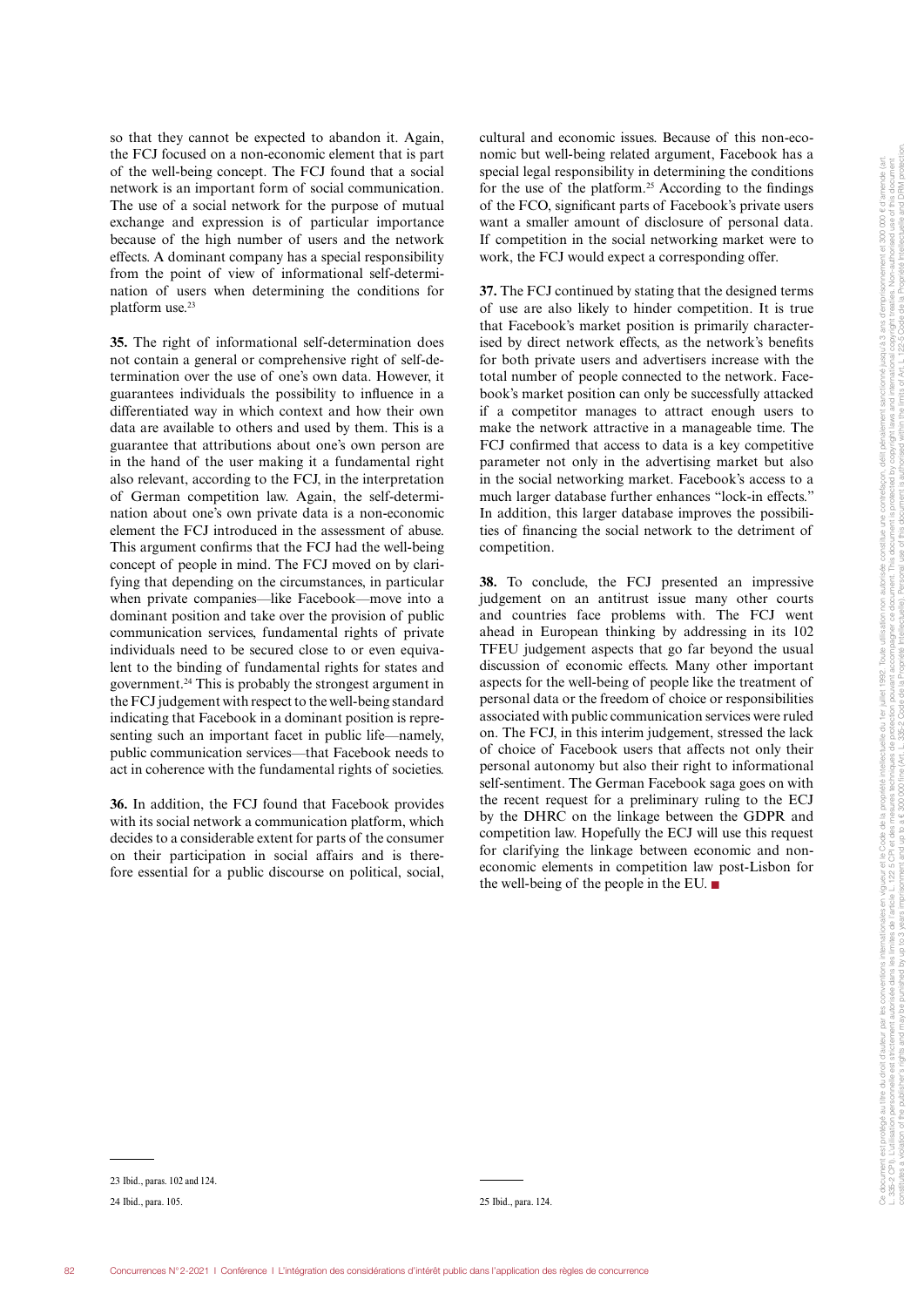so that they cannot be expected to abandon it. Again, the FCJ focused on a non-economic element that is part of the well-being concept. The FCJ found that a social network is an important form of social communication. The use of a social network for the purpose of mutual exchange and expression is of particular importance because of the high number of users and the network effects. A dominant company has a special responsibility from the point of view of informational self-determination of users when determining the conditions for platform use.[23]

**35.** The right of informational self-determination does not contain a general or comprehensive right of self-determination over the use of one's own data. However, it guarantees individuals the possibility to influence in a differentiated way in which context and how their own data are available to others and used by them. This is a guarantee that attributions about one's own person are in the hand of the user making it a fundamental right also relevant, according to the FCJ, in the interpretation of German competition law. Again, the self-determination about one's own private data is a non-economic element the FCJ introduced in the assessment of abuse. This argument confirms that the FCJ had the well-being concept of people in mind. The FCJ moved on by clarifying that depending on the circumstances, in particular when private companies—like Facebook—move into a dominant position and take over the provision of public communication services, fundamental rights of private individuals need to be secured close to or even equivalent to the binding of fundamental rights for states and government.[24] This is probably the strongest argument in the FCJ judgement with respect to the well-being standard indicating that Facebook in a dominant position is representing such an important facet in public life—namely, public communication services—that Facebook needs to act in coherence with the fundamental rights of societies.

**36.** In addition, the FCJ found that Facebook provides with its social network a communication platform, which decides to a considerable extent for parts of the consumer on their participation in social affairs and is therefore essential for a public discourse on political, social, cultural and economic issues. Because of this non-economic but well-being related argument, Facebook has a special legal responsibility in determining the conditions for the use of the platform.[25] According to the findings of the FCO, significant parts of Facebook's private users want a smaller amount of disclosure of personal data. If competition in the social networking market were to work, the FCJ would expect a corresponding offer.

**37.** The FCJ continued by stating that the designed terms of use are also likely to hinder competition. It is true that Facebook's market position is primarily characterised by direct network effects, as the network's benefits for both private users and advertisers increase with the total number of people connected to the network. Facebook's market position can only be successfully attacked if a competitor manages to attract enough users to make the network attractive in a manageable time. The FCJ confirmed that access to data is a key competitive parameter not only in the advertising market but also in the social networking market. Facebook's access to a much larger database further enhances "lock-in effects." In addition, this larger database improves the possibilities of financing the social network to the detriment of competition.

**38.** To conclude, the FCJ presented an impressive judgement on an antitrust issue many other courts and countries face problems with. The FCJ went ahead in European thinking by addressing in its 102 TFEU judgement aspects that go far beyond the usual discussion of economic effects. Many other important aspects for the well-being of people like the treatment of personal data or the freedom of choice or responsibilities associated with public communication services were ruled on. The FCJ, in this interim judgement, stressed the lack of choice of Facebook users that affects not only their personal autonomy but also their right to informational self-sentiment. The German Facebook saga goes on with the recent request for a preliminary ruling to the ECJ by the DHRC on the linkage between the GDPR and competition law. Hopefully the ECJ will use this request for clarifying the linkage between economic and non-economic elements in competition law post-Lisbon for the well-being of the people in the EU. ■

---

23 Ibid., paras. 102 and 124.

24 Ibid., para. 105.

25 Ibid., para. 124.